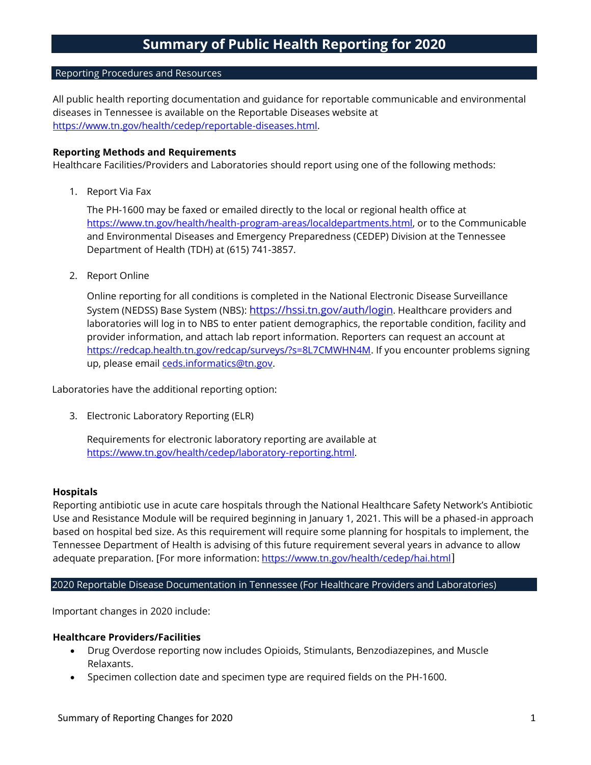# Summary of Public Health Reporting for 2020

## Reporting Procedures and Resources

All public health reporting documentation and guidance for reportable communicable and environmental diseases in Tennessee is available on the Reportable Diseases website at https://www.tn.gov/health/cedep/reportable-diseases.html.

**Reporting Methods and Requirements**
Healthcare Facilities/Providers and Laboratories should report using one of the following methods:

1. Report Via Fax

   The PH-1600 may be faxed or emailed directly to the local or regional health office at https://www.tn.gov/health/health-program-areas/localdepartments.html, or to the Communicable and Environmental Diseases and Emergency Preparedness (CEDEP) Division at the Tennessee Department of Health (TDH) at (615) 741-3857.

2. Report Online

   Online reporting for all conditions is completed in the National Electronic Disease Surveillance System (NEDSS) Base System (NBS): https://hssi.tn.gov/auth/login. Healthcare providers and laboratories will log in to NBS to enter patient demographics, the reportable condition, facility and provider information, and attach lab report information. Reporters can request an account at https://redcap.health.tn.gov/redcap/surveys/?s=8L7CMWHN4M. If you encounter problems signing up, please email ceds.informatics@tn.gov.

Laboratories have the additional reporting option:

3. Electronic Laboratory Reporting (ELR)

   Requirements for electronic laboratory reporting are available at https://www.tn.gov/health/cedep/laboratory-reporting.html.

**Hospitals**
Reporting antibiotic use in acute care hospitals through the National Healthcare Safety Network's Antibiotic Use and Resistance Module will be required beginning in January 1, 2021. This will be a phased-in approach based on hospital bed size. As this requirement will require some planning for hospitals to implement, the Tennessee Department of Health is advising of this future requirement several years in advance to allow adequate preparation. [For more information: https://www.tn.gov/health/cedep/hai.html]

## 2020 Reportable Disease Documentation in Tennessee (For Healthcare Providers and Laboratories)

Important changes in 2020 include:

**Healthcare Providers/Facilities**

- Drug Overdose reporting now includes Opioids, Stimulants, Benzodiazepines, and Muscle Relaxants.
- Specimen collection date and specimen type are required fields on the PH-1600.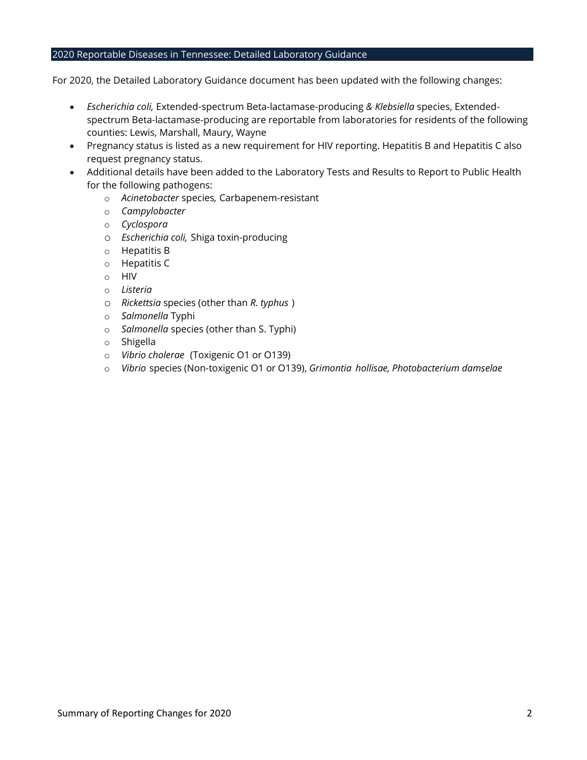## 2020 Reportable Diseases in Tennessee: Detailed Laboratory Guidance

For 2020, the Detailed Laboratory Guidance document has been updated with the following changes:

- *Escherichia coli,* Extended-spectrum Beta-lactamase-producing *& Klebsiella* species, Extended-spectrum Beta-lactamase-producing are reportable from laboratories for residents of the following counties: Lewis, Marshall, Maury, Wayne
- Pregnancy status is listed as a new requirement for HIV reporting. Hepatitis B and Hepatitis C also request pregnancy status.
- Additional details have been added to the Laboratory Tests and Results to Report to Public Health for the following pathogens:
    - *Acinetobacter* species*,* Carbapenem-resistant
    - *Campylobacter*
    - *Cyclospora*
    - *Escherichia coli,* Shiga toxin-producing
    - Hepatitis B
    - Hepatitis C
    - HIV
    - *Listeria*
    - *Rickettsia* species (other than *R. typhus* )
    - *Salmonella* Typhi
    - *Salmonella* species (other than S. Typhi)
    - Shigella
    - *Vibrio cholerae* (Toxigenic O1 or O139)
    - *Vibrio* species (Non-toxigenic O1 or O139), *Grimontia hollisae, Photobacterium damselae*